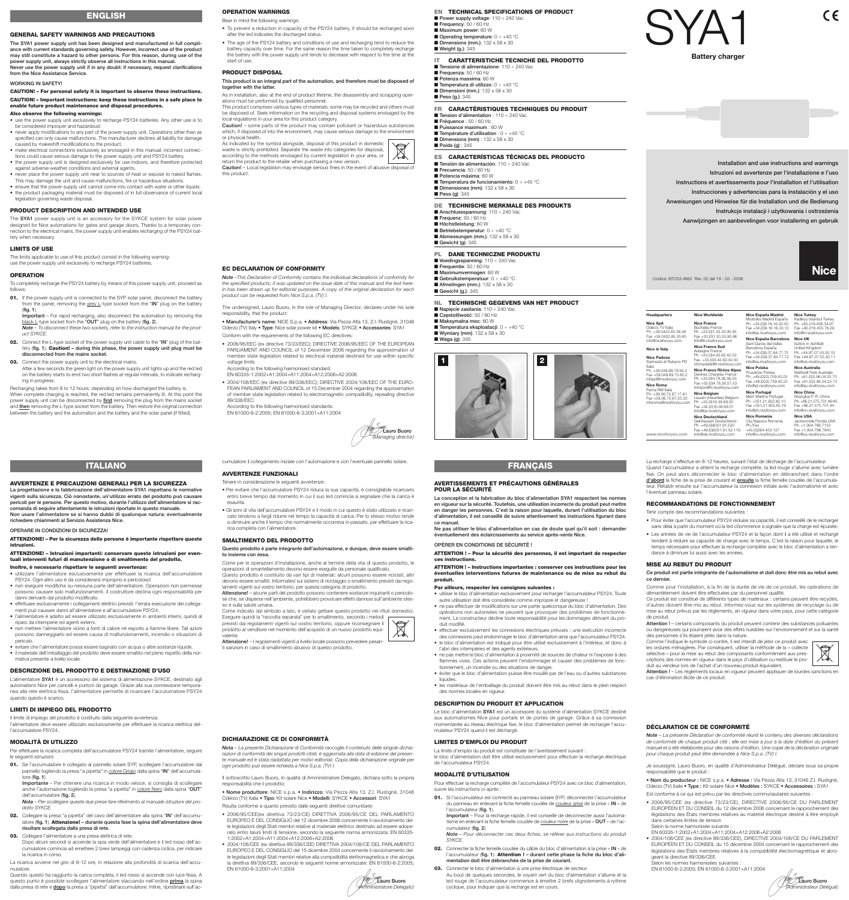# SYA1

**Battery charger**

Installation and use instructions and warnings
Istruzioni ed avvertenze per l'installazione e l'uso
Instructions et avertissements pour l'installation et l'utilisation
Instrucciones y advertencias para la instalación y el uso
Anweisungen und Hinweise für die Installation und die Bedienung
Instrukcje instalacji i użytkowania i ostrzeżenia
Aanwijzingen en aanbevelingen voor installering en gebruik

Nice

Codice: IST253.4862 Rev. 00 del 19 - 03 - 2008

## ENGLISH

### GENERAL SAFETY WARNINGS AND PRECAUTIONS

**The SYA1 power supply unit has been designed and manufactured in full compliance with current standards governing safety. However, incorrect use of the product may still constitute a hazard to other persons. For this reason, during use of the power supply unit, always strictly observe all instructions in this manual. Never use the power supply unit if in any doubt: if necessary, request clarifications from the Nice Assistance Service.**

WORKING IN SAFETY!

**CAUTION! – For personal safety it is important to observe these instructions.**

**CAUTION! – Important instructions: keep these instructions in a safe place to enable future product maintenance and disposal procedures.**

**Also observe the following warnings:**
- use the power supply unit exclusively to recharge PSY24 batteries. Any other use is to be considered improper and hazardous!
- never apply modifications to any part of the power supply unit. Operations other than as specified can only cause malfunctions. The manufacturer declines all liability for damage caused by makeshift modifications to the product.
- make electrical connections exclusively as envisaged in this manual: incorrect connections could cause serious damage to the power supply unit and PSY24 battery.
- the power supply unit is designed exclusively for use indoors, and therefore protected against adverse weather conditions and external agents.
- never place the power supply unit near sources of heat or expose to naked flames. This may damage the unit and cause malfunctions, fire or hazardous situations.
- ensure that the power supply unit cannot come into contact with water or other liquids.
- the product packaging material must be disposed of in full observance of current local legislation governing waste disposal.

### PRODUCT DESCRIPTION AND INTENDED USE

The **SYA1** power supply unit is an accessory for the SYKCE system for solar power designed for Nice automations for gates and garage doors. Thanks to a temporary connection to the electrical mains, the power supply unit enables recharging of the PSY24 battery when necessary.

### LIMITS OF USE

The limits applicable to use of this product consist in the following warning:
use the power supply unit exclusively to recharge PSY24 batteries.

### OPERATION

To completely recharge the PSY24 battery by means of this power supply unit, proceed as follows:

**01.** If the power supply unit is connected to the SYP solar panel, disconnect the battery from the panel, removing the grey L-type socket from the "**IN**" plug on the battery (**fig. 1**).
**Important** – For rapid recharging, also disconnect the automation by removing the black L-type socket from the "**OUT**" plug on the battery (**fig. 2**).
*Note – To disconnect these two sockets, refer to the instruction manual for the product SYKCE.*

**02.** Connect the L-type socket of the power supply unit cable to the "**IN**" plug of the battery (**fig. 1**). **Caution! – during this phase, the power supply unit plug must be disconnected from the mains socket.**

**03.** Connect the power supply unit to the electrical mains.
After a few seconds the green light on the power supply unit lights up and the red led on the battery starts to emit two short flashes at regular intervals, to indicate recharging in progress.

Recharging takes from 8 to 12 hours, depending on how discharged the battery is.
When complete charging is reached, the red led remains permanently lit. At this point the power supply unit can be disconnected by **first** removing the plug from the mains socket and **then** removing the L-type socket from the battery. Then restore the original connection between the battery and the automation and the battery and the solar panel (if fitted).

### OPERATION WARNINGS

Bear in mind the following warnings:
- To prevent a reduction in capacity of the PSY24 battery, it should be recharged soon after the led indicates the discharged status.
- The age of the PSY24 battery and conditions of use and recharging tend to reduce the battery capacity over time. For the same reason the time taken to completely recharge the battery with the power supply unit tends to decrease with respect to the time at the start of use.

### PRODUCT DISPOSAL

**This product is an integral part of the automation, and therefore must be disposed of together with the latter.**

As in installation, also at the end of product lifetime, the disassembly and scrapping operations must be performed by qualified personnel.
This product comprises various types of materials: some may be recycled and others must be disposed of. Seek information on the recycling and disposal systems envisaged by the local regulations in your area for this product category.
**Caution!** – some parts of the product may contain pollutant or hazardous substances which, if disposed of into the environment, may cause serious damage to the environment or physical health.
As indicated by the symbol alongside, disposal of this product in domestic waste is strictly prohibited. Separate the waste into categories for disposal, according to the methods envisaged by current legislation in your area, or return the product to the retailer when purchasing a new version.
**Caution!** – Local legislation may envisage serious fines in the event of abusive disposal of this product.

### EC DECLARATION OF CONFORMITY

*Note –This Declaration of Conformity contains the individual declarations of conformity for the specified products; it was updated on the issue date of this manual and the text herein has been drawn up for editorial purposes. A copy of the original declaration for each product can be requested from Nice S.p.a. (TV) I.*

The undersigned, Lauro Buoro, in the role of Managing Director, declares under his sole responsibility, that the product:

• **Manufacturer's name:** NICE S.p.a. • **Address:** Via Pezza Alta 13, Z.I. Rustignè, 31046 Oderzo (TV) Italy • **Type:** Nice solar power kit • **Models:** SYKCE • **Accessories:** SYA1

Conform with the requirements of the following EC directives:

- 2006/95/EEC (ex directive 73/23/EEC); DIRECTIVE 2006/95/EEC OF THE EUROPEAN PARLIAMENT AND COUNCIL of 12 December 2006 regarding the approximation of member state legislation related to electrical material destined for use within specific voltage limits
According to the following harmonised standard:
EN 60335-1:2002+A1:2004+A11:2004+A12:2006+A2:2006
- 2004/108/EEC (ex directive 89/336/EEC); DIRECTIVE 2004/108/EEC OF THE EUROPEAN PARLIAMENT AND COUNCIL of 15 December 2004 regarding the approximation of member state legislation related to electromagnetic compatibility, repealing directive 89/336/EEC
According to the following harmonised standards:
EN 61000-6-2:2005; EN 61000-6-3:2001+A11:2004

Lauro Buoro
*(Managing director)*

## EN TECHNICAL SPECIFICATIONS OF PRODUCT
- **Power supply voltage**: 110 ÷ 240 Vac
- **Frequency**: 50 / 60 Hz
- **Maximum power**: 60 W
- **Operating temperature**: 0 ÷ +40 °C
- **Dimensions (mm.)**: 132 x 58 x 30
- **Weight (g.)**: 345

## IT CARATTERISTICHE TECNICHE DEL PRODOTTO
- **Tensione di alimentazione**: 110 ÷ 240 Vac
- **Frequenza**: 50 / 60 Hz
- **Potenza massima**: 60 W
- **Temperatura di utilizzo**: 0 ÷ +40 °C
- **Dimensioni (mm.)**: 132 x 58 x 30
- **Peso (g.)**: 345

## FR CARACTÉRISTIQUES TECHNIQUES DU PRODUIT
- **Tension d'alimentation** : 110 ÷ 240 Vac
- **Fréquence** : 50 / 60 Hz
- **Puissance maximum** : 60 W
- **Température d'utilisation** : 0 ÷ +40 °C
- **Dimensions (mm)** : 132 x 58 x 30
- **Poids (g)** : 345

## ES CARACTERÍSTICAS TÉCNICAS DEL PRODUCTO
- **Tensión de alimentación**: 110 ÷ 240 Vac
- **Frecuencia**: 50 / 60 Hz
- **Potencia máxima**: 60 W
- **Temperatura de funcionamiento**: 0 ÷ +40 °C
- **Dimensiones (mm)**: 132 x 58 x 30
- **Peso (g)**: 345

## DE TECHNISCHE MERKMALE DES PRODUKTS
- **Anschlussspannung**: 110 ÷ 240 Vac
- **Frequenz**: 50 / 60 Hz
- **Höchstleistung**: 60 W
- **Betriebstemperatur**: 0 ÷ +40 °C
- **Abmessungen (mm.)**: 132 x 58 x 30
- **Gewicht (g)**: 345

## PL DANE TECHNICZNE PRODUKTU
- **Napięcie zasilania**: 110 ÷ 240 Vac
- **Częstotliwość**: 50 / 60 Hz
- **Maksymalna moc**: 60 W
- **Temperatura eksploatacji**: 0 ÷ +40 °C
- **Wymiary (mm)**: 132 x 58 x 30
- **Waga (g)**: 345

## NL TECHNISCHE GEGEVENS VAN HET PRODUCT
- **Voedingsspanning**: 110 ÷ 240 Vac
- **Frequentie**: 50 / 60 Hz
- **Maximumvermogen**: 60 W
- **Gebruikstemperatuur**: 0 ÷ +40 °C
- **Afmetingen (mm.)**: 132 x 58 x 30
- **Gewicht (g.)**: 345

1 2

| Headquarters | Nice Worldwide | Nice España Madrid | Nice Turkey |
|---|---|---|---|
| **Nice SpA** Oderzo TV Italia Ph. +39.0422.85.38.38 Fax +39.0422.85.35.85 info@niceforyou.com | **Nice France** Buchelay France Ph. +33.(0)1.30.33.95.95 Fax +33.(0)1.30.33.95.96 info@fr.niceforyou.com | Mostoles Madrid España Ph. +34.(0)9.16.16.33.00 Fax +34.(0)9.16.16.30.10 info@es.niceforyou.com | Kadikoy Istanbul Turkey Ph. +90.216.456.34.97 Fax +90.216.455.78.29 info@tr.niceforyou.com |
| **Nice in Italy** | **Nice France Sud** Aubagne France Ph. +33.(0)4.42.62.42.52 Fax. +33.(0)4.42.62.42.50 infomarseille@fr.niceforyou.com | **Nice España Barcelona** Sant Quirze del Valles Barcelona España Ph. +34.(0)9.37.84.77.75 Fax +34.(0)9.37.84.77.72 info@es.niceforyou.com | **Nice UK** Sutton in Ashfield United Kingdom Ph. +44.87.07.55.30.10 Fax +44.87.07.55.30.11 info@uk.niceforyou.com |
| **Nice Padova** Sarmeola di Rubano PD Italia Ph. +39.049.89.78.93.2 Fax +39.049.89.73.85.2 infopd@niceforyou.com | **Nice France Rhône Alpes** Decines Charpieu France Ph. +33.(0)4.78.26.56.53 Fax +33.(0)4.78.26.57.53 infolyon@fr.niceforyou.com | **Nice Polska** Pruszków Polska Ph. +48.(022).759.40.00 Fax +48.(022).759.40.22 info@pl.niceforyou.com | **Nice Australia** Wetherill Park Australia Ph. +61.(0)2.96.04.25.70 Fax +61.(0)2.96.04.25.73 info@au.niceforyou.com |
| **Nice Roma** Roma RM Italia Ph. +39.06.72.67.17.61 Fax +39.06.72.67.55.20 inforoma@niceforyou.com | **Nice Belgium** Leuven (Heverlee) Belgium Ph. +32.(0)16.38.69.00 Fax +32.(0)16.38.69.01 info@be.niceforyou.com | **Nice Portugal** Mem Martins Portugal Ph. +351.21.922.82.10 Fax +351.21.922.82.19 info@pt.niceforyou.com | **Nice China** Shanghai P. R. China Ph. +86.21.575.701.46/45 Fax +86.21.575.701.44 info@cn.niceforyou.com |
| | **Nice Deutschland** Gelnhausen Deutschland Ph. +49.(0)6051.91.520 Fax +49.(0)6051.91.52.119 info@de.niceforyou.com | **Nice Romania** Cluj Napoca Romania Ph./Fax +40.(0)264.453.127 info@ro.niceforyou.com | **Nice USA** Jacksonville Florida USA Ph. +1.904.786.7133 Fax +1.904.786.7640 info@us.niceforyou.com |

www.niceforyou.com

## ITALIANO

### AVVERTENZE E PRECAUZIONI GENERALI PER LA SICUREZZA

**La progettazione e la fabbricazione dell'alimentatore SYA1 rispettano le normative vigenti sulla sicurezza. Ciò nonostante, un'utilizzo errato del prodotto può causare pericoli per le persone. Per questo motivo, durante l'utilizzo dell'alimentatore si raccomanda di seguire attentamente le istruzioni riportate in questo manuale. Non usare l'alimentatore se si hanno dubbi di qualunque natura: eventualmente richiedere chiarimenti al Servizio Assistenza Nice.**

OPERARE IN CONDIZIONI DI SICUREZZA!

**ATTENZIONE! – Per la sicurezza delle persone è importante rispettare queste istruzioni.**

**ATTENZIONE! – Istruzioni importanti: conservare queste istruzioni per eventuali interventi futuri di manutenzione o di smaltimento del prodotto.**

**Inoltre, è necessario rispettare le seguenti avvertenze:**
- utilizzare l'alimentatore esclusivamente per effettuare la ricarica dell'accumulatore PSY24. Ogni altro uso è da considerarsi improprio e pericoloso!
- non eseguire modifiche su nessuna parte dell'alimentatore. Operazioni non permesse possono causare solo malfunzionamenti. Il costruttore declina ogni responsabilità per danni derivanti dal prodotto modificato.
- effettuare esclusivamente i collegamenti elettrici previsti: l'errata esecuzione dei collegamenti può causare danni all'alimentatore e all'accumulatore PSY24.
- l'alimentatore è adatto ad essere utilizzato esclusivamente in ambienti interni, quindi al riparo da intemperie ed agenti esterni.
- non mettere l'alimentatore vicino a fonti di calore né esporlo a fiamme libere. Tali azioni possono danneggiarlo ed essere causa di malfunzionamenti, incendio o situazioni di pericolo.
- evitare che l'alimentatore possa essere bagnato con acqua o altre sostanze liquide.
- il materiale dell'imballaggio del prodotto deve essere smaltito nel pieno rispetto della normativa presente a livello locale.

### DESCRIZIONE DEL PRODOTTO E DESTINAZIONE D'USO

L'alimentatore **SYA1** è un accessorio del sistema di alimentazione SYKCE, destinato agli automatismi Nice per cancelli e portoni da garage. Grazie alla sua connessione temporanea alla rete elettrica fissa, l'alimentatore permette di ricaricare l'accumulatore PSY24 quando questo è scarico.

### LIMITI DI IMPIEGO DEL PRODOTTO

Il limite di impiego del prodotto è costituito dalla seguente avvertenza:
l'alimentatore deve essere utilizzato esclusivamente per effettuare la ricarica elettrica dell'accumulatore PSY24.

### MODALITÀ DI UTILIZZO

Per effettuare la ricarica completa dell'accumulatore PSY24 tramite l'alimentatore, seguire le seguenti istruzioni:

**01.** Se l'accumulatore è collegato al pannello solare SYP, scollegare l'accumulatore dal pannello togliendo la presa "a pipetta" in colore Grigio dalla spina "**IN**" dell'accumulatore (**fig. 1**).
**Importante** – Per ottenere una ricarica in modo veloce, si consiglia di scollegare anche l'automatismo togliendo la presa "a pipetta" in colore Nero dalla spina "**OUT**" dell'accumulatore (**fig. 2**).
*Nota – Per scollegare queste due prese fare riferimento al manuale istruzioni del prodotto SYKCE.*

**02.** Collegare la presa "a pipetta" del cavo dell'alimentatore alla spina "**IN**" dell'accumulatore (**fig. 1**). **Attenzione! – durante questa fase la spina dell'alimentatore deve risultare scollegata dalla presa di rete.**

**03.** Collegare l'alimentatore a una presa elettrica di rete.
Dopo alcuni secondi si accende la spia verde dell'alimentatore e il led rosso dell'accumulatore comincia ad emettere 2 brevi lampeggi con cadenza ciclica, per indicare la ricarica in corso.

La ricarica avviene nel giro di 8-12 ore, in relazione alla profondità di scarica dell'accumulatore.
Quando questo ha raggiunto la carica completa, il led rosso si accende con luce fissa. A questo punto è possibile scollegare l'alimentatore staccando nell'ordine **prima** la spina dalla presa di rete e **dopo** la presa a "pipetta" dall'accumulatore. Infine, ripristinare sull'accumulatore il collegamento iniziale con l'automazione e con l'eventuale pannello solare.

### AVVERTENZE FUNZIONALI

Tenere in considerazione le seguenti avvertenze:
- Per evitare che l'accumulatore PSY24 riduca la sua capacità, è consigliabile ricaricarlo entro breve tempo dal momento in cui il suo led comincia a segnalare che la carica è esaurita.
- Gli anni di vita dell'accumulatore PSY24 e il modo in cui questo è stato utilizzato e ricaricato tendono a fargli ridurre nel tempo la capacità di carica. Per lo stesso motivo tende a diminuire anche il tempo che necessita per effettuare la ricarica completa con l'alimentatore.

### SMALTIMENTO DEL PRODOTTO

**Questo prodotto è parte integrante dell'automazione, e dunque, deve essere smaltito insieme con essa.**

Come per le operazioni d'installazione, anche al termine della vita di questo prodotto, le operazioni di smantellamento devono essere eseguite da personale qualificato.
Questo prodotto è costituito da vari tipi di materiali: alcuni possono essere riciclati, altri devono essere smaltiti. Informatevi sui sistemi di riciclaggio o smaltimento previsti dai regolamenti vigenti sul vostro territorio, per questa categoria di prodotto.
**Attenzione!** – alcune parti del prodotto possono contenere sostanze inquinanti o pericolose che, se disperse nell'ambiente, potrebbero provocare effetti dannosi sull'ambiente stesso e sulla salute umana.
Come indicato dal simbolo a lato, è vietato gettare questo prodotto nei rifiuti domestici. Eseguire quindi la "raccolta separata" per lo smaltimento, secondo i metodi previsti dai regolamenti vigenti sul vostro territorio, oppure riconsegnare il prodotto al venditore nel momento dell'acquisto di un nuovo prodotto equivalente.
**Attenzione!** – I regolamenti vigenti a livello locale possono prevedere pesanti sanzioni in caso di smaltimento abusivo di questo prodotto.

### DICHIARAZIONE CE DI CONFORMITÀ

*Nota – La presente Dichiarazione di Conformità raccoglie il contenuto delle singole dichiarazioni di conformità dei singoli prodotti citati; è aggiornata alla data di edizione del presente manuale ed è stata riadattata per motivi editoriali. Copia della dichiarazione originale per ogni prodotto può essere richiesta a Nice S.p.a. (TV) I.*

Il sottoscritto Lauro Buoro, in qualità di Amministratore Delegato, dichiara sotto la propria responsabilità che il prodotto:

• **Nome produttore**: NICE s.p.a. • **Indirizzo**: Via Pezza Alta 13, Z.I. Rustignè, 31046 Oderzo (TV) Italia • **Tipo**: Kit solare Nice • **Modelli**: SYKCE • **Accessori**: SYA1

Risulta conforme a quanto previsto dalle seguenti direttive comunitarie:

- 2006/95/CEE(ex direttiva 73/23/CE) DIRETTIVA 2006/95/CE DEL PARLAMENTO EUROPEO E DEL CONSIGLIO del 12 dicembre 2006 concernente il ravvicinamento delle legislazioni degli Stati membri relative al materiale elettrico destinato ad essere adoperato entro taluni limiti di tensione, secondo la seguente norma armonizzata: EN 60335-1:2002+A1:2004+A11:2004+A12:2006+A2:2006
- 2004/108/CEE (ex direttiva 89/336/CEE) DIRETTIVA 2004/108/CE DEL PARLAMENTO EUROPEO E DEL CONSIGLIO del 15 dicembre 2004 concernente il ravvicinamento delle legislazioni degli Stati membri relative alla compatibilità elettromagnetica e che abroga la direttiva 89/336/CEE, secondo le seguenti norme armonizzate: EN 61000-6-2:2005; EN 61000-6-3:2001+A11:2004

Lauro Buoro
*(Amministratore Delegato)*

## FRANÇAIS

### AVERTISSEMENTS ET PRÉCAUTIONS GÉNÉRALES POUR LA SÉCURITÉ

**La conception et la fabrication du bloc d'alimentation SYA1 respectent les normes en vigueur sur la sécurité. Toutefois, une utilisation incorrecte du produit peut mettre en danger les personnes. C'est la raison pour laquelle, durant l'utilisation du bloc d'alimentation, il est conseillé de suivre attentivement les instructions figurant dans ce manuel.**
**Ne pas utiliser le bloc d'alimentation en cas de doute quel qu'il soit : demander éventuellement des éclaircissements au service après-vente Nice.**

OPÉRER EN CONDITIONS DE SÉCURITÉ !

**ATTENTION ! – Pour la sécurité des personnes, il est important de respecter ces instructions.**

**ATTENTION ! – Instructions importantes : conserver ces instructions pour les éventuelles interventions futures de maintenance ou de mise au rebut du produit.**

**Par ailleurs, respecter les consignes suivantes :**
- utiliser le bloc d'alimentation exclusivement pour recharger l'accumulateur PSY24. Toute autre utilisation doit être considérée comme impropre et dangereuse !
- ne pas effectuer de modifications sur une partie quelconque du bloc d'alimentation. Des opérations non autorisées ne peuvent que provoquer des problèmes de fonctionnement. Le constructeur décline toute responsabilité pour les dommages dérivant du produit modifié.
- effectuer exclusivement les connexions électriques prévues : une exécution incorrecte des connexions peut endommager le bloc d'alimentation ainsi que l'accumulateur PSY24.
- le bloc d'alimentation est indiqué pour être utilisé exclusivement à l'intérieur, et donc à l'abri des intempéries et des agents extérieurs.
- ne pas mettre le bloc d'alimentation à proximité de sources de chaleur ni l'exposer à des flammes vives. Ces actions peuvent l'endommager et causer des problèmes de fonctionnement, un incendie ou des situations de danger.
- éviter que le bloc d'alimentation puisse être mouillé par de l'eau ou d'autres substances liquides.
- les matériaux de l'emballage du produit doivent être mis au rebut dans le plein respect des normes locales en vigueur.

### DESCRIPTION DU PRODUIT ET APPLICATION

Le bloc d'alimentation **SYA1** est un accessoire du système d'alimentation SYKCE destiné aux automatismes Nice pour portails et portes de garage. Grâce à sa connexion momentanée au réseau électrique fixe, le bloc d'alimentation permet de recharger l'accumulateur PSY24 quand il est déchargé.

### LIMITES D'EMPLOI DU PRODUIT

La limite d'emploi du produit est constituée de l'avertissement suivant :
le bloc d'alimentation doit être utilisé exclusivement pour effectuer la recharge électrique de l'accumulateur PSY24.

### MODALITÉ D'UTILISATION

Pour effectuer la recharge complète de l'accumulateur PSY24 avec le bloc d'alimentation, suivre les instructions ci-après :

**01.** Si l'accumulateur est connecté au panneau solaire SYP, déconnecter l'accumulateur du panneau en enlevant la fiche femelle coudée de couleur grise de la prise « IN » de l'accumulateur (**fig. 1**).
**Important** – Pour la recharge rapide, il est conseillé de déconnecter aussi l'automatisme en enlevant la fiche femelle coudée de couleur noire de la prise « **OUT** » de l'accumulateur (**fig. 2**).
*Note – Pour déconnecter ces deux fiches, se référer aux instructions du produit SYKCE.*

**02.** Connecter la fiche femelle coudée du câble du bloc d'alimentation à la prise « **IN** » de l'accumulateur (**fig. 1**). **Attention ! – durant cette phase la fiche du bloc d'alimentation doit être débranchée de la prise de courant.**

**03.** Connecter le bloc d'alimentation à une prise électrique de secteur.
Au bout de quelques secondes, le voyant vert du bloc d'alimentation s'allume et la led rouge de l'accumulateur commence à émettre 2 brefs clignotements à rythme cyclique, pour indiquer que la recharge est en cours.

La recharge s'effectue en 8-12 heures, suivant l'état de décharge de l'accumulateur.
Quand l'accumulateur a atteint la recharge complète, la led rouge s'allume avec lumière fixe. On peut alors déconnecter le bloc d'alimentation en débranchant dans l'ordre **d'abord** la fiche de la prise de courant et **ensuite** la fiche femelle coudée de l'accumulateur. Rétablir ensuite sur l'accumulateur la connexion initiale avec l'automatisme et avec l'éventuel panneau solaire.

### RECOMMANDATIONS DE FONCTIONNEMENT

Tenir compte des recommandations suivantes :
- Pour éviter que l'accumulateur PSY24 réduise sa capacité, il est conseillé de le recharger sans délai à partir du moment où la led commence à signaler que la charge est épuisée.
- Les années de vie de l'accumulateur PSY24 et la façon dont il a été utilisé et rechargé tendent à réduire sa capacité de charge avec le temps. C'est la raison pour laquelle, le temps nécessaire pour effectuer la recharge complète avec le bloc d'alimentation a tendance à diminuer lui aussi avec les années.

### MISE AU REBUT DU PRODUIT

**Ce produit est partie intégrante de l'automatisme et doit donc être mis au rebut avec ce dernier.**

Comme pour l'installation, à la fin de la durée de vie de ce produit, les opérations de démantèlement doivent être effectuées par du personnel qualifié.
Ce produit est constitué de différents types de matériaux : certains peuvent être recyclés, d'autres doivent être mis au rebut. Informez-vous sur les systèmes de recyclage ou de mise au rebut prévus par les règlements, en vigueur dans votre pays, pour cette catégorie de produit.
**Attention !** – certains composants du produit peuvent contenir des substances polluantes ou dangereuses qui pourraient avoir des effets nuisibles sur l'environnement et sur la santé des personnes s'ils étaient jetés dans la nature.
Comme l'indique le symbole ci-contre, il est interdit de jeter ce produit avec les ordures ménagères. Par conséquent, utiliser la méthode de la « collecte sélective » pour la mise au rebut des composants conformément aux prescriptions des normes en vigueur dans le pays d'utilisation ou restituer le produit au vendeur lors de l'achat d'un nouveau produit équivalent.
**Attention !** – Les règlements locaux en vigueur peuvent appliquer de lourdes sanctions en cas d'élimination illicite de ce produit.

### DÉCLARATION CE DE CONFORMITÉ

*Note – La présente Déclaration de conformité réunit le contenu des diverses déclarations de conformité de chaque produit cité ; elle est mise à jour à la date d'édition du présent manuel et a été réélaborée pour des raisons d'édition. Une copie de la déclaration originale pour chaque produit peut être demandée à Nice S.p.a. (TV) I.*

Je soussigné, Lauro Buoro, en qualité d'Administrateur Délégué, déclare sous sa propre responsabilité que le produit :

• **Nom du producteur :** NICE s.p.a. • **Adresse :** Via Pezza Alta 13, 31046 Z.I. Rustignè, Oderzo (TV) Italie • **Type :** Kit solaire Nice • **Modèles :** SYKCE • **Accessoires :** SYA1

Est conforme à ce qui est prévu par les directives communautaires suivantes :

- 2006/95/CEE (ex directive 73/23/CE), DIRECTIVE 2006/95/CE DU PARLEMENT EUROPÉEN ET DU CONSEIL du 12 décembre 2006 concernant le rapprochement des législations des États membres relatives au matériel électrique destiné à être employé dans certaines limites de tension
Selon la norme harmonisée suivante :
EN 60335-1:2002+A1:2004+A11:2004+A12:2006+A2:2006
- 2004/108/CEE (ex directive 89/336/CEE), DIRECTIVE 2004/108/CE DU PARLEMENT EUROPÉEN ET DU CONSEIL du 15 décembre 2004 concernant le rapprochement des législations des États membres relatives à la compatibilité électromagnétique et abrogeant la directive 89/336/CEE
Selon les normes harmonisées suivantes :
EN 61000-6-2:2005; EN 61000-6-3:2001+A11:2004

Lauro Buoro
*(Administrateur Délégué)*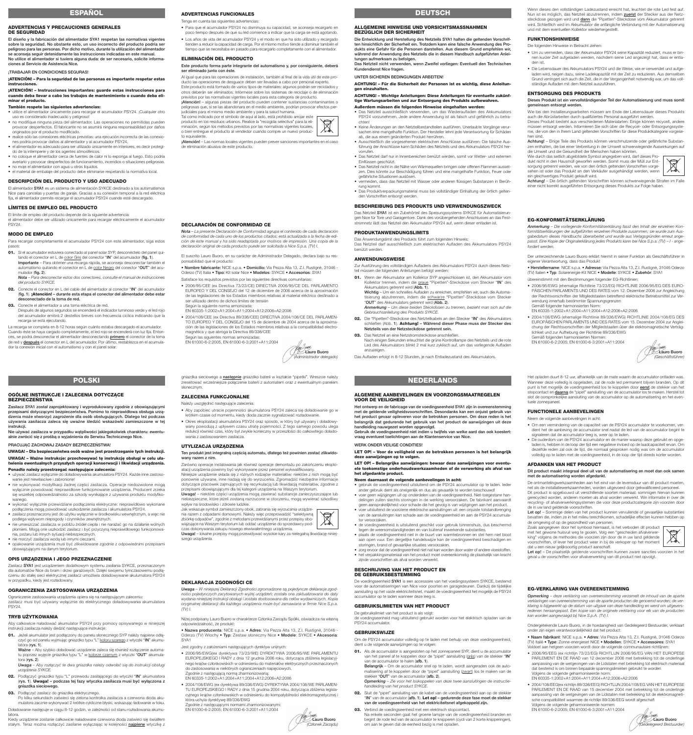# ESPAÑOL

## ADVERTENCIAS Y PRECAUCIONES GENERALES DE SEGURIDAD

**El diseño y la fabricación del alimentador SYA1 respetan las normativas vigentes sobre la seguridad. No obstante esto, un uso incorrecto del producto podría ser peligroso para las personas. Por dicho motivo, durante la utilización del alimentador se aconseja seguir detenidamente las instrucciones indicadas en este manual.**
**No utilice el alimentador si tuviera alguna duda: de ser necesario, solicite informaciones al Servicio de Asistencia Nice.**

¡TRABAJAR EN CONDICIONES SEGURAS!

**¡ATENCIÓN! – Para la seguridad de las personas es importante respetar estas instrucciones.**

**¡ATENCIÓN! – Instrucciones importantes: guarde estas instrucciones para cuando deba llevar a cabo los trabajos de mantenimiento o cuando deba eliminar el producto.**

**También respete las siguientes advertencias:**
- utilice el alimentador únicamente para recargar el acumulador PSY24. ¡Cualquier otro uso es considerado inadecuado y peligroso!
- no modifique ninguna pieza del alimentador. Las operaciones no permitidas pueden provocar desperfectos. El fabricante no se asumirá ninguna responsabilidad por daños originados por el producto modificado.
- realice sólo las conexiones eléctricas previstas: una ejecución incorrecta de las conexiones podría provocar daños al alimentador y al acumulador PSY24.
- el alimentador es adecuado para ser utilizado únicamente en interiores, es decir protegido de la intemperie y de los agentes atmosféricos.
- no coloque el alimentador cerca de fuentes de calor ni lo exponga al fuego. Esto podría averiarlo y provocar desperfectos de funcionamiento, incendios o situaciones peligrosas.
- no moje el alimentador con agua u otros líquidos.
- el material de embalaje del producto debe eliminarse respetando la normativa local.

## DESCRIPCIÓN DEL PRODUCTO Y USO ADECUADO

El alimentador **SYA1** es un sistema de alimentación SYKCE destinado a los automatismos Nice para cancelas y puertas de garaje. Gracias a su conexión temporal a la red eléctrica fija, el alimentador permite recargar el acumulador PSY24 cuando esté descargado.

## LÍMITES DE EMPLEO DEL PRODUCTO

El límite de empleo del producto depende de la siguiente advertencia:
el alimentador debe ser utilizado únicamente para recargar eléctricamente el acumulador PSY24.

## MODO DE EMPLEO

Para recargar completamente el acumulador PSY24 con este alimentador, siga estos pasos:

**01.** Si el acumulador estuviera conectado al panel solar SYP, desconéctelo del panel quitando el conector en L de color Gris del conector "**IN**" del acumulador (**fig. 1**).
**Importante** – Para obtener una recarga rápida, se aconseja desconectar también el automatismo quitando el conector en L de color Negro del conector "**OUT**" del acumulador (**fig. 2**).
*Nota – Para desconectar estos dos conectores, consulte el manual de instrucciones del producto SYKCE.*

**02.** Conecte el conector en L del cable del alimentador al conector "**IN**" del acumulador (**fig. 1**). **¡Atención! – durante esta etapa el conector del alimentador debe estar desconectado de la toma de red.**

**03.** Conecte el alimentador a una toma eléctrica de red.
Después de algunos segundos se encenderá el indicador luminoso verde y el led rojo del acumulador emitirá 2 destellos breves con frecuencia cíclica indicando que la recarga se está ejecutando.

La recarga se completa en 8-12 horas según cuánto estaba descargado el acumulador.
Cuando éste se haya cargado completamente, el led rojo se encenderá con luz fija. Entonces, se podrá desconectar el alimentador desconectando primero el conector de la toma de red y después el conector en L del acumulador. Por último, restablezca en el acumulador la conexión inicial con el automatismo y con el panel solar.

## ADVERTENCIAS FUNCIONALES

Tenga en cuenta las siguientes advertencias:
- Para que el acumulador PSY24 no disminuya su capacidad, se aconseja recargarlo en poco tiempo después de que su led comience a indicar que la carga se está agotando.
- Los años de vida del acumulador PSY24 y el modo en que ha sido utilizado y recargado tienden a reducir la capacidad de carga. Por el mismo motivo tiende a disminuir también el tiempo que se necesitaba en pasado para recargarlo completamente con el alimentador.

## ELIMINACIÓN DEL PRODUCTO

**Este producto forma parte integrante del automatismo y, por consiguiente, deberá ser eliminado junto con éste.**

Al igual que para las operaciones de instalación, también al final de la vida útil de este producto las operaciones de desguace deben ser llevadas a cabo por personal experto.
Este producto está formado de varios tipos de materiales: algunos podrán ser reciclados y otros deberán ser eliminados. Infórmese sobre los sistemas de reciclaje o de eliminación previstos por las normativas vigentes locales para esta categoría de producto.
**¡Atención!** – algunas piezas del producto pueden contener sustancias contaminantes o peligrosas que, si se las abandonara en el medio ambiente, podrían provocar efectos perjudiciales para el mismo medio ambiente y para la salud humana.
Tal como lo indicado por el símbolo de aquí al lado, está prohibido arrojar este producto en los residuos urbanos. Realice la "recogida selectiva" para la eliminación, según los métodos previstos por las normativas vigentes locales, o bien entregue el producto al vendedor cuando compre un nuevo producto equivalente.
**¡Atención!** – Las normas locales vigentes pueden prever sanciones importantes en el caso de eliminación abusiva de este producto.

## DECLARACIÓN DE CONFORMIDAD CE

*Nota – La presente Declaración de Conformidad agrupa el contenido de cada declaración de conformidad de cada uno de los productos citados; está actualizada a la fecha de edición de este manual y ha sido readaptada por motivos de impresión. Una copia de la declaración original de cada producto puede ser solicitada a Nice S.p.a. (TV) I.*

El suscrito Lauro Buoro, en su carácter de Administrador Delegado, declara bajo su responsabilidad que el producto:

• **Nombre fabricante:** NICE s.p.a. • **Domicilio:** Via Pezza Alta 13, Z.I. Rustignè, 31046 - Oderzo (TV) Italia • **Tipo:** Kit solar Nice • **Modelos**: SYKCE • **Accesorios**: SYA1

Satisface los requisitos previstos por las siguientes directivas comunitarias:
- 2006/95/CEE (ex Directiva 73/23/CEE) DIRECTIVA 2006/95/CE DEL PARLAMENTO EUROPEO Y DEL CONSEJO del 12 de diciembre de 2006 acerca de la aproximación de las legislaciones de los Estados miembros relativas al material eléctrico destinado a ser utilizado dentro de dichos límites de tensión
Según la siguiente norma armonizada:
EN 60335-1:2002+A1:2004+A11:2004+A12:2006+A2:2006
- 2004/108/CEE (ex Directiva 89/336/CEE) DIRECTIVA 2004/108/CE DEL PARLAMENTO EUROPEO Y DEL CONSEJO del 15 de diciembre de 2004 acerca de la aproximación de las legislaciones de los Estados miembros relativas a la compatibilidad electromagnética y que abroga la Directiva 89/336/CEE
Según las siguientes normas armonizadas:
EN 61000-6-2:2005, EN 61000-6-3:2001+A11:2004

Lauro Buoro
*(Administrador delegado)*

# DEUTSCH

## ALLGEMEINE HINWEISE UND VORSICHTSMASSNAHMEN BEZÜGLICH DER SICHERHEIT

**Die Entwicklung und Herstellung des Netzteils SYA1 halten die geltenden Vorschriften hinsichtlich der Sicherheit ein. Trotzdem kann eine falsche Anwendung des Produkts eine Gefahr für die Personen darstellen. Aus diesem Grund empfehlen wir, während der Anwendung des Netzteils die in diesem Handbuch aufgeführten Anleitungen aufmerksam zu befolgen.**
**Das Netzteil nicht verwenden, wenn Zweifel vorliegen: Eventuell den Technischen Kundendienst Nice fragen.**

UNTER SICHEREN BEDINGUNGEN ARBEITEN!

**ACHTUNG! – Für die Sicherheit der Personen ist es wichtig, diese Anleitungen einzuhalten.**

**ACHTUNG! – Wichtige Anleitungen: Diese Anleitungen für eventuelle zukünftige Wartungsarbeiten und zur Entsorgung des Produkts aufbewahren.**

**Außerdem müssen die folgenden Hinweise eingehalten werden:**
- Das Netzteil ausschließlich verwenden, um das Wiederaufladen des Akkumulators PSY24 vorzunehmen. Jede andere Anwendung ist als falsch und gefährlich zu betrachten!
- Keine Änderungen an den Netzteilbestandteilen ausführen. Unerlaubte Vorgänge verursachen eine mangelhafte Funktion. Der Hersteller lehnt jede Verantwortung für Schäden ab, die aus einem geänderten Produkt herrühren.
- Ausschließlich die vorgesehenen elektrischen Anschlüsse ausführen: Die falsche Ausführung der Anschlüsse kann Schäden des Netzteils und des Akkumulators PSY24 hervorrufen.
- Das Netzteil darf nur in Innenbereichen benützt werden, somit vor Wetter- und externen Einflüssen geschützt.
- Das Netzteil nicht in die Nähe von Wärmequellen bringen oder offenen Flammen aussetzen. Dies könnte zur Beschädigung führen und eine mangelhafte Funktion, Feuer oder gefährliche Situationen auslösen.
- vermeiden, dass das Netzteil mit Wasser oder anderen flüssigen Substanzen in Berührung kommt.
- Das Produktverpackungsmaterial muss bei vollständiger Einhaltung der örtlich geltenden Vorschriften entsorgt werden.

## BESCHREIBUNG DES PRODUKTS UND VERWENDUNGSZWECK

Das Netzteil **SYA1** ist ein Zubehörteil des Speisungssystems SYKCE für Automatisierungen Nice für Tore und Garagentore. Dank des vorübergehenden Anschlusses an das Feststromnetz lädt das Netzteil den Akkumulator PSY24 auf, wenn dieser entladen ist.

## PRODUKTANWENDUNGSLIMITS

Das Anwendungslimit des Produkts führt zum folgenden Hinweis:
Das Netzteil darf ausschließlich zum elektrischen Aufladen des Akkumulators PSY24 benützt werden.

## ANWENDUNGSWEISE

Zur Ausführung des vollständigen Aufladens des Akkumulators PSY24 durch dieses Netzteil müssen die folgenden Anleitungen befolgt werden:

**01.** Wenn der Akkumulator am Kollektor SYP angeschlossen ist, den Akkumulator vom Kollektor trennen, indem die graue "Pipetten"-Steckdose vom Stecker "**IN**" des Akkumulators getrennt wird (**Abb. 1**).
**Wichtig** – Um ein schnelles Aufladen zu erreichen, empfehlen wir, auch die Automatisierung abzutrennen, indem die schwarze "Pipetten"-Steckdose vom Stecker "**OUT**" des Akkumulators getrennt wird (**Abb. 2**).
*Anmerkung – Um diese beiden Steckdosen zu trennen, bezieht man sich auf die Gebrauchsanleitung des Produkts SYKCE.*

**02.** Die "Pipetten"-Steckdose des Netzteilkabels an den Stecker "**IN**" des Akkumulators schließen (Abb. 1). **Achtung! – Während dieser Phase muss der Stecker des Netzteils von der Netzsteckdose getrennt sein.**

**03.** Das Netzteil an eine Netzstromsteckdose anschließen.
Nach einigen Sekunden erleuchtet die grüne Kontrolllampe des Netzteils und die rote Led des Akkumulators blinkt 2 mal kurz zyklisch auf, um das vorliegende Aufladen anzuzeigen.

Das Aufladen erfolgt in 8-12 Stunden, je nach Entladezustand des Akkumulators.

Wenn dieses den vollständigen Ladezustand erreicht hat, leuchtet die rote Led fest auf. Nun ist es möglich, das Netzteil abzutrennen, indem zuerst der Stecker aus der Netzsteckdose gezogen wird und dann die "Pipetten"-Steckdose vom Akkumulator getrennt wird. Schließlich wird im Akkumulator die anfängliche Verbindung mit der Automatisierung und mit dem eventuellen Kollektor wiederhergestellt.

## FUNKTIONSHINWEISE

Die folgenden Hinweise in Betracht ziehen:
- Um zu vermeiden, dass der Akkumulator PSY24 seine Kapazität reduziert, muss er binnen kurzer Zeit aufgeladen werden, nachdem seine Led angezeigt hat, dass er entladen ist.
- Die Lebensdauer des Akkumulators PSY24 und die Weise, wie er verwendet und aufgeladen wird, neigen dazu, seine Ladekapazität mit der Zeit zu reduzieren. Aus demselben Grund verringert sich auch die Zeit, die in der Vergangenheit notwendig war, um das vollständige Aufladen mit dem Netzteil auszuführen.

## ENTSORGUNG DES PRODUKTS

**Dieses Produkt ist ein vervollständigender Teil der Automatisierung und muss somit gemeinsam entsorgt werden.**

Wie bei den Installierungsarbeiten müssen am Ende der Lebensdauer dieses Produkts auch die Abrüstarbeiten durch qualifiziertes Personal ausgeführt werden.
Dieses Produkt besteht aus verschiedenen Materialarten: Einige können recycelt, andere müssen entsorgt werden. Informieren Sie sich über die Recycel- oder Entsorgungssysteme, die von den in Ihrem Land geltenden Vorschriften für diese Produktkategorie vorgesehen sind.
**Achtung!** – Einige Teile des Produkts können verschmutzende oder gefährliche Substanzen enthalten, die bei einer Verbreitung in der Umwelt schwerwiegende Auswirkungen auf die Umwelt und die Gesundheit der Menschen haben könnten.
Wie durch das seitlich abgebildete Symbol angegeben wird, darf dieses Produkt nicht in den Hausmüll geworfen werden. Somit muss der Müll zur Entsorgung getrennt werden, wie von den örtlich geltenden Vorschriften vorgesehen ist oder das Produkt an den Verkäufer ausgehändigt werden, wenn ein gleichwertiges Produkt gekauft wird.
**Achtung!** – Die örtlich geltenden Vorschriften können schwerwiegende Strafen im Falle einer nicht korrekt ausgeführten Entsorgung dieses Produkts zur Folge haben.

## EG-KONFORMITÄTSERKLÄRUNG

*Anmerkung – Die vorliegende Konformitätserklärung fasst den Inhalt der einzelnen Konformitätserklärungen der aufgeführten einzelnen Produkte zusammen; sie wurde zum Ausgabedatum dieses Handbuchs überarbeitet und wurde aus Verlagsgründen erneut angepasst. Eine Kopie der Originalerklärung jedes Produkts kann bei Nice S.p.a. (TV) – I - angefordert werden.*

Der unterzeichnende Lauro Buoro erklärt hiermit in seiner Funktion als Geschäftsführer in eigener Verantwortung, dass das Produkt

• **Herstellername**: NICE s.p.a. • **Adresse**: Via Pezza Alta 13, Z.I. Rustignè, 31046 Oderzo (TV) Italien • **Typ**: Solarenergie-Kit NICE • **Modelle**: SYKCE • **Zubehör**: SYA1

übereinstimmt mit den Bestimmungen folgender EG-Richtlinien:
- 2006/95/EWG (ehemalige Richtlinie 73/23/EG) RICHTLINIE 2006/95/EG DES EUROPÄISCHEN PARLAMENTS UND DES RATES vom 12. Dezember 2006 zur Angleichung der Rechtsvorschriften der Mitgliedstaaten betreffend elektrische Betriebsmittel zur Verwendung innerhalb bestimmter Spannungsgrenzen
Gemäß folgender harmonisierten Norm:
EN 60335-1:2002+A1:2004+A11:2004+A12:2006+A2:2006
- 2004/108/EWG (ehemalige Richtlinie 89/336/EWG) RICHTLINIE 2004/108/EG DES EUROPÄISCHEN PARLAMENTS UND DES RATES vom 15. Dezember 2004 zur Angleichung der Rechtsvorschriften der Mitgliedstaaten über die elektromagnetische Verträglichkeit und zur Aufhebung der Richtlinie 89/336/EWG
Gemäß folgenden harmonisierten Normen:
EN 61000-6-2:2005, EN 61000-6-3:2001+A11:2004

Lauro Buoro
*(Geschäftsführer)*

# POLSKI

## OGÓLNE INSTRUKCJE I ZALECENIA DOTYCZĄCE BEZPIECZEŃSTWA

**Zasilacz SYA1 został zaprojektowany i wyprodukowany zgodnie z obowiązującymi przepisami dotyczącymi bezpieczeństwa. Pomimo to nieprawidłowa obsługa urządzenia może stworzyć zagrożenie dla osób obsługujących. Dlatego też podczas używania zasilacza należy się uważnie śledzić wskazówki zamieszczone w tej instrukcji.**
**Nie używać zasilacza w przypadku wątpliwości jakiegokolwiek charakteru: ewentualnie zwrócić się z prośbą o wyjaśnienia do Serwisu Technicznego Nice.**

PRACUJĄC ZACHOWAJ ZASADY BEZPIECZEŃSTWA!

**UWAGA! – Dla bezpieczeństwa osób ważne jest przestrzeganie tych instrukcji.**

**UWAGA! – Ważne instrukcje: przechowywać te instrukcje obsługi w celu ułatwienia ewentualnych przyszłych operacji konserwacji i likwidacji urządzenia.**

**Ponadto należy przestrzegać następujące zalecenia:**
- używać zasilacz wyłącznie do doładowywania akumulatora PSY24. Każde inne zastosowanie jest niewłaściwe i zabronione!
- nie wykonywać modyfikacji żadnej części zasilacza. Operacje niedozwolone mogą wyłącznie powodować nieprawidłowe funkcjonowanie urządzenia. Producent zrzeka się wszelkiej odpowiedzialności za szkody wynikające z używania produktu modyfikowanego.
- wykonać wyłącznie przewidziane podłączenia elektryczne: nieprawidłowo wykonane podłączenia mogą powodować uszkodzenie zasilacza i akumulatora PSY24.
- zasilacz przeznaczony jest do użytku wyłącznie w środowisku wewnętrznym, a więc nie podlega wpływom niepogody i czynników zewnętrznych.
- nie umieszczać zasilacza w pobliżu źródeł ciepła i nie narażać go na działanie wolnych płomieni. Mogą one uszkodzić zasilacz i być przyczyną nieprawidłowego funkcjonowania, pożaru lub innych sytuacji niebezpiecznych.
- nie moczyć zasilacza wodą lub innymi cieczami.
- opakowanie urządzenia musi być zlikwidowane zgodnie z odpowiednimi przepisami obowiązującymi na danym terytorium.

## OPIS URZĄDZENIA I JEGO PRZEZNACZENIE

Zasilacz **SYA1** jest urządzeniem dodatkowym systemu zasilania SYKCE, przeznaczonym dla automatów Nice do bram i drzwi garażowych. Dzięki swojemu tymczasowemu podłączeniu do stałej sieci elektrycznej zasilacz umożliwia doładowywanie akumulatora PSY24 w przypadku, kiedy jest rozładowany.

## OGRANICZENIA ZASTOSOWANIA URZĄDZENIA

Ograniczenie zastosowania urządzenia opiera się na następującym zaleceniu:
zasilacz musi być używany wyłącznie do elektrycznego doładowywania akumulatora PSY24.

## TRYB UŻYTKOWANIA

Aby całkowicie naładować akumulator PSY24 przy pomocy opisywanego w niniejszej instrukcji zasilacza należy śledzić następujące instrukcje:

**01.** Jeżeli akumulator jest podłączony do panelu słonecznego SYP należy najpierw odłączyć go od panelu wyjmując gniazdo typu "L" koloru szarego z wtyczki "**IN**" akumulatora (**rys. 1**).
**Ważne** – Aby szybko doładować urządzenie zaleca się również rozłączenie automatu poprzez wyjęcie gniazdka typu "L" w kolorze czarnym z wtyczki "**OUT**" akumulatora (**rys. 2**).
*Uwaga – Aby rozłączyć te dwa gniazdka należy odwołać się do instrukcji obsługi urządzenia SYKCE.*

**02.** Podłączyć gniazdko typu "L" przewodu zasilającego do wtyczki "**IN**" akumulatora (**rys. 1**). **Uwaga! – podczas tej fazy wtyczka zasilacza musi być wyłączona z gniazdka sieciowego.**

**03.** Podłączyć zasilacz do gniazdka elektrycznego.
Po kilku sekundach zaświeci się zielona kontrolka zasilacza a czerwona dioda akumulatora zacznie wykonywać 2 krótkie cykliczne błyski, wskazując ładowanie w toku.

Doładowanie następuje w ciągu 8-12 godzin, w zależności od stanu rozładowania akumulatora.
Kiedy urządzenie zostanie całkowicie naładowane czerwona dioda zaświeci się światłem stałym. Teraz można rozłączyć zasilanie wyłączając w kolejności najpierw wtyczkę z gniazdka sieciowego a następnie gniazdko baterii w kształcie "pipetki". Wreszcie należy zresetować wcześniejsze połączenie baterii z automatem oraz z ewentualnym panelem słonecznym.

## ZALECENIA FUNKCJONALNE

Należy uwzględnić następujące zalecenia:
- Aby zapobiec utracie pojemności akumulatora PSY24 zaleca się doładowanie go w krótkim czasie od momentu, kiedy dioda zacznie sygnalizować rozładowanie.
- Okres eksploatacji akumulatora PSY24 oraz sposób, w który był używany i doładowywany powodują z upływem czasu utratę pojemności. Z tego samego powodu ulega redukcji również czas, który był zwykle konieczny w przeszłości do całkowitego doładowania z zastosowaniem zasilacza.

## UTYLIZACJA URZĄDZENIA

**Ten produkt jest integralną częścią automatu, dlatego też powinien zostać zlikwidowany razem z nim.**

Zarówno operacje instalowania jak również operacje demontażu po zakończeniu eksploatacji urządzenia powinny być wykonywane przez personel wykwalifikowany.
Niniejsze urządzenie składa się z różnych rodzajów materiałów: niektóre z nich mogą być ponownie używane, inne nadają się do wyrzucenia. Zgromadzić niezbędne informacje dotyczące placówek zajmujących się recyklizacją lub likwidacją materiałów, zgodnie z przepisami obowiązującymi dla tej kategorii urządzenia na Waszym terytorium.
**Uwaga!** – niektóre części urządzenia mogą zawierać substancje zanieczyszczające lub niebezpieczne, które jeżeli zostaną rozrzucone w otoczeniu, mogą wywierać szkodliwy wpływ na środowisko i zdrowie ludzkie.
Jak wskazuje symbol zamieszczony obok, zabrania się wyrzucania urządzenia razem z odpadami domowymi. Należy więc przeprowadzić "selektywną zbiórkę odpadów", zgodnie z metodami przewidzianymi przez przepisy obowiązujące na Waszym terytorium lub oddać urządzenie do sprzedawcy podczas dokonywania zakupu nowego ekwiwalentnego urządzenia.
**Uwaga!** – lokalne przepisy mogą przewidywać wysokie kary za nielegalną likwidację niniejszego urządzenia.

## DEKLARACJA ZGODNOŚCI CE

*Uwaga – W niniejszej Deklaracji Zgodności zgromadzone są pojedyncze deklaracje zgodności pojedynczych zacytowanych wyżej urządzeń; została ona zaktualizowana do daty wydania niniejszej instrukcji obsługi i została dostosowana dla celów wydawniczych. Kopia oryginalnej deklaracji dla każdego urządzenia może być zamawiana w firmie Nice S.p.a. (TV) I.*

Niżej podpisany Lauro Buoro w charakterze Członka Zarządu Spółki, oświadcza na własną odpowiedzialność, że produkt:

• **Nazwa producenta**: NICE s.p.a. • **Adres**: Via Pezza Alta 13, Z.I. Rustignè, 31046 - Oderzo (TV) Włochy • **Typ**: Zestaw słoneczny Nice • **Modele**: SYKCE • **Akcesoria**: SYA1

Jest zgodny z założeniami następujących dyrektyw unijnych:
- 2006/95/EWG(ex dyrektywa 73/23/WE) DYREKTYWA 2006/95/WE PARLAMENTU EUROPEJSKIEGO I RADY z dnia 12 grudnia 2006 roku, dotycząca zbliżenia legislacyjnego krajów członkowskich w odniesieniu do materiałów elektrycznych przeznaczonych do zastosowania w niektórych ograniczeniach napięciowych.
Zgodnie z następującą normą zharmonizowaną:
EN 60335-1:2002+A1:2004+A11:2004+A12:2006+A2:2006
- 2004/108/EWG (ex dyrektywa 89/336/EWG) DYREKTYWA 2004/108/WE PARLAMENTU EUROPEJSKIEGO I RADY z dnia 15 grudnia 2004 roku, dotycząca zbliżenia legislacyjnego krajów członkowskich w odniesieniu do kompatybilności elektromagnetycznej i która uchyla dyrektywę 89/336/EWG
Zgodnie z następującymi normami zharmonizowanymi:
EN 61000-6-2:2005; EN 61000-6-3:2001+A11:2004

Lauro Buoro
*(Członek Zarządu)*

# NEDERLANDS

## ALGEMENE AANBEVELINGEN EN VOORZORGSMAATREGELEN VOOR DE VEILIGHEID

**Het ontwerp en de fabricage van de voedingseenheid SYA1 zijn in overeenstemming met de geldende veiligheidsvoorschriften. Desondanks kan een onjuist gebruik van het product gevaar opleveren voor de betrokken personen. Om deze reden is het belangrijk dat gedurende het gebruik van het product de aanwijzingen uit deze handleiding nauwgezet worden opgevolgd.**
**Gebruik de voedingseenheid niet indien u twijfels van welke aard dan ook koestert: vraag eventueel toelichtingen aan de Klantenservice van Nice.**

WERK ONDER VEILIGE CONDITIES!

**LET OP! – Voor de veiligheid van de betrokken personen is het belangrijk deze aanwijzingen op te volgen.**

**LET OP! – Belangrijke aanwijzingen: bewaar deze aanwijzingen voor eventuele toekomstige onderhoudswerkzaamheden of de verwerking als afval van het afgedankte product.**

**Neem daarnaast de volgende aanbevelingen in acht:**
- gebruik de voedingseenheid uitsluitend om de PSY24 accumulator op te laden. Ieder ander gebruik dient als oneigenlijk en dus als gevaarlijk te worden beschouwd!
- voer geen wijzigingen uit op onderdelen van de voedingseenheid. Niet-toegestane handelingen zullen slechts storingen in de werking veroorzaken. De fabrikant aanvaardt geen aansprakelijkheid voor schade die het gevolg is van wijzigingen aan het product.
- voer uitsluitend de voorziene elektrische aansluitingen uit: een onjuiste totstandbrenging van de aansluitingen kan schade aan de voedingseenheid en aan de PSY24 accumulator veroorzaken.
- de voedingseenheid is uitsluitend geschikt voor gebruik binnenshuis, dus beschermd tegen de weersomstandigheden en van buitenaf inwerkende substanties.
- plaats de voedingseenheid niet in de buurt van warmtebronnen en stel hem niet bloot aan open vuur. Een dergelijke handelswijze kan de voedingseenheid beschadigen en storingen, brand of gevaarlijke situaties veroorzaken.
- zorg ervoor dat de voedingseenheid niet nat kan worden door water of andere vloeistoffen.
- het verpakkingsmateriaal van het product moet overeenkomstig de plaatselijk van kracht zijnde voorschriften als afval worden verwerkt.

## BESCHRIJVING VAN HET PRODUCT EN DE GEBRUIKSBESTEMMING

De voedingseenheid **SYA1** is een accessoire van het voedingssysteem SYKCE, bestemd voor de automatiseringen van Nice voor poorten en garagedeuren. Dankzij de tijdelijke aansluiting op het vaste elektriciteitsnet, maakt de voedingseenheid het mogelijk de PSY24 accumulator op te laden wanneer deze leeg is.

## GEBRUIKSLIMIETEN VAN HET PRODUCT

De gebruikslimiet van het product is als volgt:
de voedingseenheid mag uitsluitend gebruikt worden voor het elektrisch opladen van de PSY24 accumulator.

## GEBRUIKSWIJZE

Om de PSY24 accumulator volledig op te laden met behulp van deze voedingseenheid, dient u de volgende aanwijzingen op te volgen:

**01.** Als de accumulator is aangesloten op het zonnepaneel SYP, dient u de accumulator van het paneel af te koppelen door de "pipet" aansluiting (grijs) van de stekker "**IN**" van de accumulator te halen (**afb. 1**).
**Belangrijk** – Om de accumulator snel op te laden, wordt aangeraden ook de automatisering af te koppelen door de "pipet" aansluiting (zwart) los te maken van de stekker "**OUT**" van de accumulator (**afb. 2**).
*Opmerking – Zie voor het loskoppelen van deze twee aansluitingen de instructiehandleiding van het product SYKCE.*

**02.** Sluit de "pipet" aansluiting van de kabel van de voedingseenheid aan op de stekker "**IN**" van de accumulator (**afb. 1**). **Let op! – gedurende deze fase moet de stekker van de voedingseenheid van het elektriciteitsnet afgekoppeld zijn.**

**03.** Verbind de voedingseenheid met een elektrisch stopcontact.
Na enkele seconden gaat het groene lampje van de voedingseenheid branden en begint de rode led van de accumulator te knipperen (cycli van 2 korte knipperingen), om aan te geven dat de eenheid bezig is met opladen.

Het opladen duurt 8-12 uur, afhankelijk van de mate waarin de accumulator ontladen was. Wanneer deze volledig is opgeladen, zal de rode led permanent blijven branden. Op dit punt is het mogelijk de voedingseenheid los te koppelen door eerst de stekker van het stopcontact en daarna de "pipet" aansluiting van de accumulator los te halen. Herstel tot slot de oorspronkelijke aansluiting van de accumulator op de automatisering en het eventuele zonnepaneel.

## FUNCTIONELE AANBEVELINGEN

Neem de volgende aanbevelingen in acht:
- Om een vermindering van de capaciteit van de PSY24 accumulator te voorkomen, verdient het de aanbeveling de accumulator snel nadat de led van de accumulator begint te signaleren dat de accumulator leeg is, weer op te laden.
- De ouderdom van de PSY24 accumulator en de manier waarop deze gebruikt en opgeladen is, hebben in de loop der tijd een negatieve invloed op de laadcapaciteit ervan. Om dezelfde reden zal ook de tijd, die normaal gesproken nodig was om de accumulator volledig op te laden met de voedingseenheid, in de loop der tijd steeds korter worden.

## AFDANKEN VAN HET PRODUCT

**Dit product maakt integraal deel uit van de automatisering en moet dan ook samen met de automatisering worden afgedankt.**

De ontmantelingwerkzaamheden aan het eind van de levensduur van dit product moeten, net als de installatiewerkzaamheden, worden uitgevoerd door gekwalificeerd personeel.
Dit product is opgebouwd uit verschillende soorten materiaal: sommigen hiervan kunnen gerecycled worden, anderen moeten als afval worden verwerkt. Win informatie in over de recycling- of afvalverwerkingssystemen die voor deze productcategorie zijn voorzien door de in uw land geldende voorschriften.
**Let op!** – Sommige delen van het product kunnen vervuilende of gevaarlijke substanties bevatten die, indien ze in het milieu terechtkomen, schadelijke effecten kunnen hebben op de omgeving of op de gezondheid van personen.
Zoals aangegeven door het symbool hiernaast, is het verboden dit product met het gewone huisvuil weg te gooien. Volg een "gescheiden afvalverwerking" volgens de methodes die voorzien zijn door de in uw land geldende voorschriften, of lever het product weer in bij de verkoper op het moment dat u een nieuw gelijksoortig product aanschaft.
**Let op!** – De plaatselijk geldende voorschriften kunnen zware sancties voorzien in het geval u de voorschriften voor afvalverwerking van dit product niet opvolgt.

## EG-VERKLARING VAN OVEREENSTEMMING

*Opmerking – deze verklaring van overeenstemming verzamelt de inhoud van de aparte verklaringen van overeenstemming van de aparte producten die genoemd worden; de verklaring is bijgewerkt op de datum van uitgave van deze handleiding en werd om uitgeversredenen heraangepast. Een kopie van de originele verklaring voor elk van de producten kan worden aangevraagd bij Nice S.p.A. (TV) I.*

Ondergetekende Lauro Buoro, in de hoedanigheid van Gedelegeerd Bestuurder, verklaart onder zijn eigen verantwoordelijkheid dat het product:

• **Naam fabrikant**: NICE s.p.a. • **Adres**: Via Pezza Alta 13, Z.I. Rustignè, 31046 Oderzo (TV) Italië • **Type**: Zonne-energieset NICE • **Modellen**: SYKCE • **Accessoires**: SYA1
Voldoet aan het volgende communautaire richtlijnen:
- 2006/95/EEG (ex richtlijn 73/23/EG) RICHTLIJN 2006/95/EG VAN HET EUROPESE PARLEMENT EN DE RAAD van 12 december 2006 met betrekking tot de onderlinge aanpassing van de wetgevingen van de Lidstaten met betrekking tot elektrisch materiaal dat bestemd is om binnen bepaalde spanningslimieten gebruikt te worden
Volgens de volgende geharmoniseerde norm:
EN 60335-1:2002+A1:2004+A11:2004+A12:2006+A2:2006
- 2004/108/EEG(ex richtlijn 89/336/EEG) RICHTLIJN 2004/108/EG VAN HET EUROPESE PARLEMENT EN DE RAAD van 15 december 2004 met betrekking tot de onderlinge aanpassing van de wetgevingen van de Lidstaten met betrekking tot de elektromagnetische compatibiliteit waarmee de richtlijn 89/336/EEG wordt afgeschaft
Volgens de volgende geharmoniseerde normen:
EN 61000-6-2:2005; EN 61000-6-3:2001+A11:2004

Lauro Buoro
*(Gedelegeerd Bestuurder)*